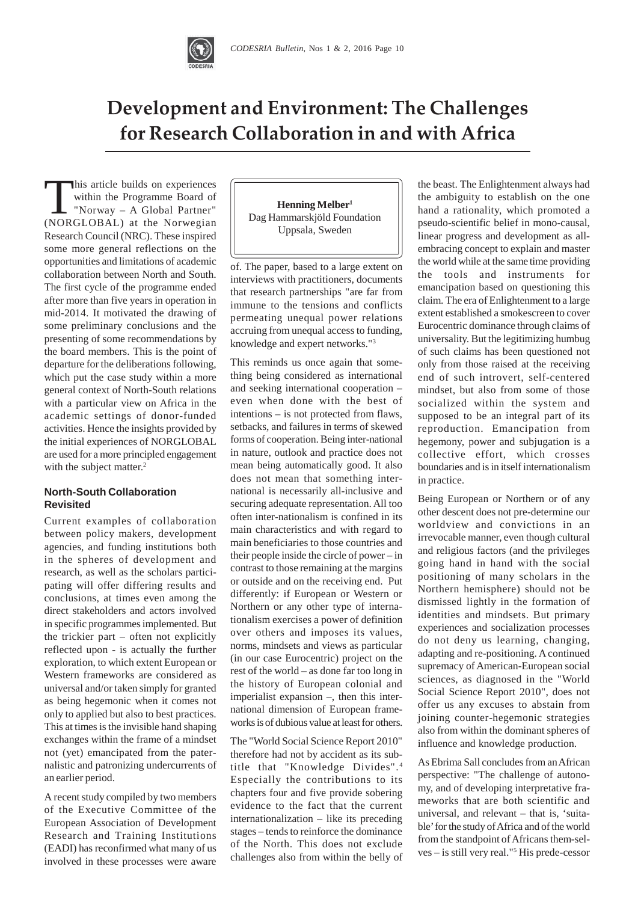# Development and Environment: The Challenges for Research Collaboration in and with Africa

**Henning Melber**[1]
Dag Hammarskjöld Foundation
Uppsala, Sweden

This article builds on experiences within the Programme Board of "Norway – A Global Partner" (NORGLOBAL) at the Norwegian Research Council (NRC). These inspired some more general reflections on the opportunities and limitations of academic collaboration between North and South. The first cycle of the programme ended after more than five years in operation in mid-2014. It motivated the drawing of some preliminary conclusions and the presenting of some recommendations by the board members. This is the point of departure for the deliberations following, which put the case study within a more general context of North-South relations with a particular view on Africa in the academic settings of donor-funded activities. Hence the insights provided by the initial experiences of NORGLOBAL are used for a more principled engagement with the subject matter.[2]

## North-South Collaboration Revisited

Current examples of collaboration between policy makers, development agencies, and funding institutions both in the spheres of development and research, as well as the scholars participating will offer differing results and conclusions, at times even among the direct stakeholders and actors involved in specific programmes implemented. But the trickier part – often not explicitly reflected upon - is actually the further exploration, to which extent European or Western frameworks are considered as universal and/or taken simply for granted as being hegemonic when it comes not only to applied but also to best practices. This at times is the invisible hand shaping exchanges within the frame of a mindset not (yet) emancipated from the paternalistic and patronizing undercurrents of an earlier period.

A recent study compiled by two members of the Executive Committee of the European Association of Development Research and Training Institutions (EADI) has reconfirmed what many of us involved in these processes were aware of. The paper, based to a large extent on interviews with practitioners, documents that research partnerships "are far from immune to the tensions and conflicts permeating unequal power relations accruing from unequal access to funding, knowledge and expert networks."[3]

This reminds us once again that something being considered as international and seeking international cooperation – even when done with the best of intentions – is not protected from flaws, setbacks, and failures in terms of skewed forms of cooperation. Being inter-national in nature, outlook and practice does not mean being automatically good. It also does not mean that something international is necessarily all-inclusive and securing adequate representation. All too often inter-nationalism is confined in its main characteristics and with regard to main beneficiaries to those countries and their people inside the circle of power – in contrast to those remaining at the margins or outside and on the receiving end. Put differently: if European or Western or Northern or any other type of internationalism exercises a power of definition over others and imposes its values, norms, mindsets and views as particular (in our case Eurocentric) project on the rest of the world – as done far too long in the history of European colonial and imperialist expansion –, then this international dimension of European frameworks is of dubious value at least for others.

The "World Social Science Report 2010" therefore had not by accident as its subtitle that "Knowledge Divides".[4] Especially the contributions to its chapters four and five provide sobering evidence to the fact that the current internationalization – like its preceding stages – tends to reinforce the dominance of the North. This does not exclude challenges also from within the belly of the beast. The Enlightenment always had the ambiguity to establish on the one hand a rationality, which promoted a pseudo-scientific belief in mono-causal, linear progress and development as all-embracing concept to explain and master the world while at the same time providing the tools and instruments for emancipation based on questioning this claim. The era of Enlightenment to a large extent established a smokescreen to cover Eurocentric dominance through claims of universality. But the legitimizing humbug of such claims has been questioned not only from those raised at the receiving end of such introvert, self-centered mindset, but also from some of those socialized within the system and supposed to be an integral part of its reproduction. Emancipation from hegemony, power and subjugation is a collective effort, which crosses boundaries and is in itself internationalism in practice.

Being European or Northern or of any other descent does not pre-determine our worldview and convictions in an irrevocable manner, even though cultural and religious factors (and the privileges going hand in hand with the social positioning of many scholars in the Northern hemisphere) should not be dismissed lightly in the formation of identities and mindsets. But primary experiences and socialization processes do not deny us learning, changing, adapting and re-positioning. A continued supremacy of American-European social sciences, as diagnosed in the "World Social Science Report 2010", does not offer us any excuses to abstain from joining counter-hegemonic strategies also from within the dominant spheres of influence and knowledge production.

As Ebrima Sall concludes from an African perspective: "The challenge of autonomy, and of developing interpretative frameworks that are both scientific and universal, and relevant – that is, 'suitable' for the study of Africa and of the world from the standpoint of Africans them-selves – is still very real."[5] His prede-cessor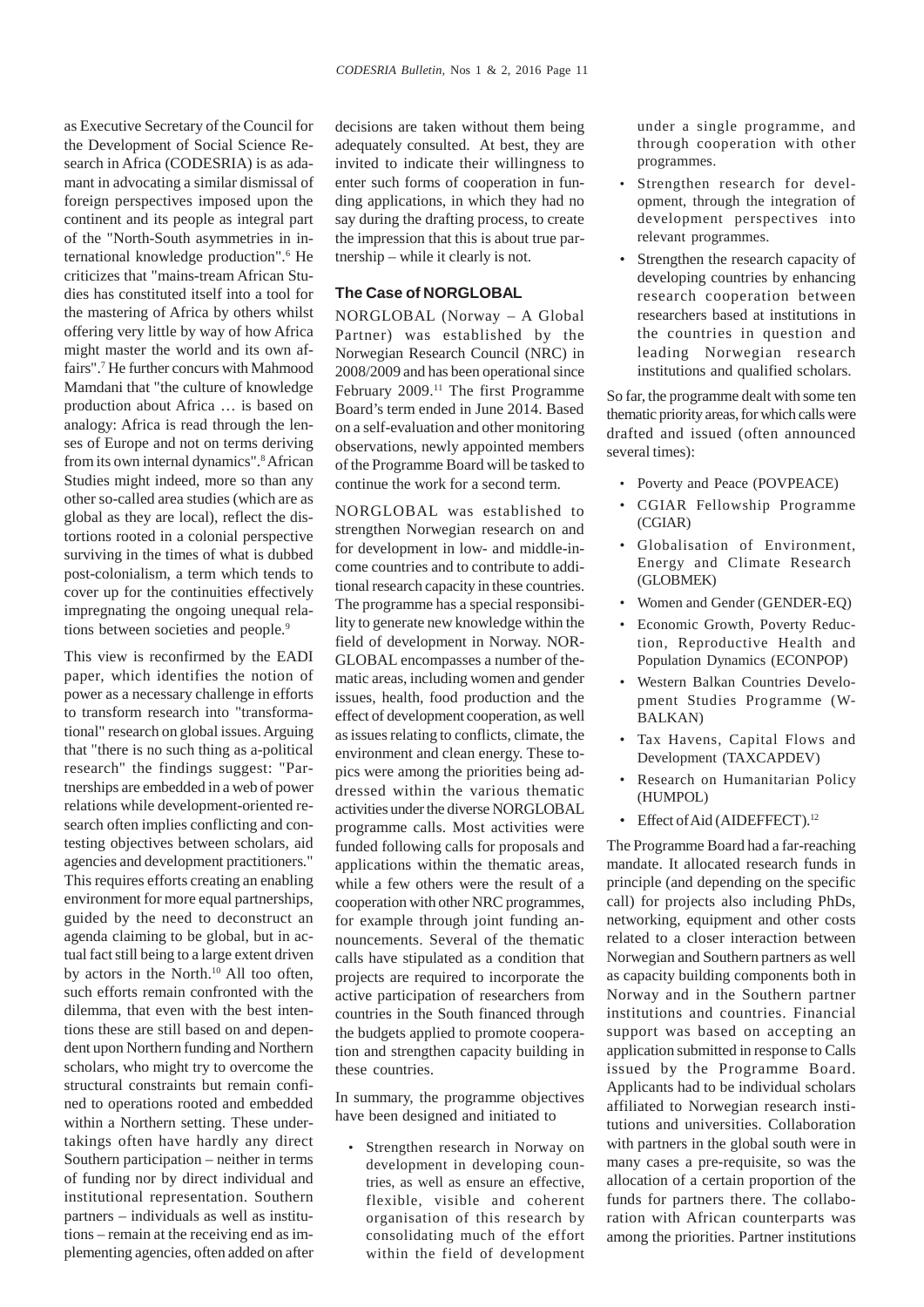as Executive Secretary of the Council for the Development of Social Science Research in Africa (CODESRIA) is as adamant in advocating a similar dismissal of foreign perspectives imposed upon the continent and its people as integral part of the "North-South asymmetries in international knowledge production".[6] He criticizes that "mains-tream African Studies has constituted itself into a tool for the mastering of Africa by others whilst offering very little by way of how Africa might master the world and its own affairs".[7] He further concurs with Mahmood Mamdani that "the culture of knowledge production about Africa … is based on analogy: Africa is read through the lenses of Europe and not on terms deriving from its own internal dynamics".[8] African Studies might indeed, more so than any other so-called area studies (which are as global as they are local), reflect the distortions rooted in a colonial perspective surviving in the times of what is dubbed post-colonialism, a term which tends to cover up for the continuities effectively impregnating the ongoing unequal relations between societies and people.[9]

This view is reconfirmed by the EADI paper, which identifies the notion of power as a necessary challenge in efforts to transform research into "transformational" research on global issues. Arguing that "there is no such thing as a-political research" the findings suggest: "Partnerships are embedded in a web of power relations while development-oriented research often implies conflicting and contesting objectives between scholars, aid agencies and development practitioners." This requires efforts creating an enabling environment for more equal partnerships, guided by the need to deconstruct an agenda claiming to be global, but in actual fact still being to a large extent driven by actors in the North.[10] All too often, such efforts remain confronted with the dilemma, that even with the best intentions these are still based on and dependent upon Northern funding and Northern scholars, who might try to overcome the structural constraints but remain confined to operations rooted and embedded within a Northern setting. These undertakings often have hardly any direct Southern participation – neither in terms of funding nor by direct individual and institutional representation. Southern partners – individuals as well as institutions – remain at the receiving end as implementing agencies, often added on after decisions are taken without them being adequately consulted. At best, they are invited to indicate their willingness to enter such forms of cooperation in funding applications, in which they had no say during the drafting process, to create the impression that this is about true partnership – while it clearly is not.

## The Case of NORGLOBAL

NORGLOBAL (Norway – A Global Partner) was established by the Norwegian Research Council (NRC) in 2008/2009 and has been operational since February 2009.[11] The first Programme Board's term ended in June 2014. Based on a self-evaluation and other monitoring observations, newly appointed members of the Programme Board will be tasked to continue the work for a second term.

NORGLOBAL was established to strengthen Norwegian research on and for development in low- and middle-income countries and to contribute to additional research capacity in these countries. The programme has a special responsibility to generate new knowledge within the field of development in Norway. NORGLOBAL encompasses a number of thematic areas, including women and gender issues, health, food production and the effect of development cooperation, as well as issues relating to conflicts, climate, the environment and clean energy. These topics were among the priorities being addressed within the various thematic activities under the diverse NORGLOBAL programme calls. Most activities were funded following calls for proposals and applications within the thematic areas, while a few others were the result of a cooperation with other NRC programmes, for example through joint funding announcements. Several of the thematic calls have stipulated as a condition that projects are required to incorporate the active participation of researchers from countries in the South financed through the budgets applied to promote cooperation and strengthen capacity building in these countries.

In summary, the programme objectives have been designed and initiated to

- Strengthen research in Norway on development in developing countries, as well as ensure an effective, flexible, visible and coherent organisation of this research by consolidating much of the effort within the field of development under a single programme, and through cooperation with other programmes.
- Strengthen research for development, through the integration of development perspectives into relevant programmes.
- Strengthen the research capacity of developing countries by enhancing research cooperation between researchers based at institutions in the countries in question and leading Norwegian research institutions and qualified scholars.

So far, the programme dealt with some ten thematic priority areas, for which calls were drafted and issued (often announced several times):

- Poverty and Peace (POVPEACE)
- CGIAR Fellowship Programme (CGIAR)
- Globalisation of Environment, Energy and Climate Research (GLOBMEK)
- Women and Gender (GENDER-EQ)
- Economic Growth, Poverty Reduction, Reproductive Health and Population Dynamics (ECONPOP)
- Western Balkan Countries Development Studies Programme (W-BALKAN)
- Tax Havens, Capital Flows and Development (TAXCAPDEV)
- Research on Humanitarian Policy (HUMPOL)
- Effect of Aid (AIDEFFECT).[12]

The Programme Board had a far-reaching mandate. It allocated research funds in principle (and depending on the specific call) for projects also including PhDs, networking, equipment and other costs related to a closer interaction between Norwegian and Southern partners as well as capacity building components both in Norway and in the Southern partner institutions and countries. Financial support was based on accepting an application submitted in response to Calls issued by the Programme Board. Applicants had to be individual scholars affiliated to Norwegian research institutions and universities. Collaboration with partners in the global south were in many cases a pre-requisite, so was the allocation of a certain proportion of the funds for partners there. The collaboration with African counterparts was among the priorities. Partner institutions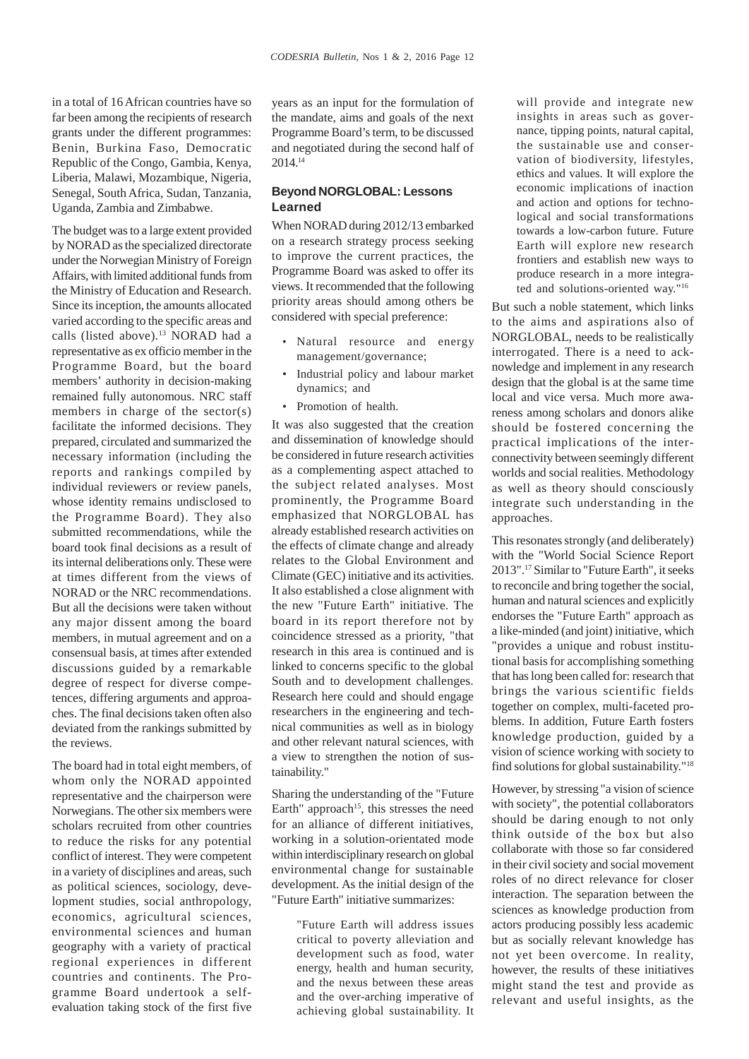in a total of 16 African countries have so far been among the recipients of research grants under the different programmes: Benin, Burkina Faso, Democratic Republic of the Congo, Gambia, Kenya, Liberia, Malawi, Mozambique, Nigeria, Senegal, South Africa, Sudan, Tanzania, Uganda, Zambia and Zimbabwe.

The budget was to a large extent provided by NORAD as the specialized directorate under the Norwegian Ministry of Foreign Affairs, with limited additional funds from the Ministry of Education and Research. Since its inception, the amounts allocated varied according to the specific areas and calls (listed above).[13] NORAD had a representative as ex officio member in the Programme Board, but the board members' authority in decision-making remained fully autonomous. NRC staff members in charge of the sector(s) facilitate the informed decisions. They prepared, circulated and summarized the necessary information (including the reports and rankings compiled by individual reviewers or review panels, whose identity remains undisclosed to the Programme Board). They also submitted recommendations, while the board took final decisions as a result of its internal deliberations only. These were at times different from the views of NORAD or the NRC recommendations. But all the decisions were taken without any major dissent among the board members, in mutual agreement and on a consensual basis, at times after extended discussions guided by a remarkable degree of respect for diverse competences, differing arguments and approaches. The final decisions taken often also deviated from the rankings submitted by the reviews.

The board had in total eight members, of whom only the NORAD appointed representative and the chairperson were Norwegians. The other six members were scholars recruited from other countries to reduce the risks for any potential conflict of interest. They were competent in a variety of disciplines and areas, such as political sciences, sociology, development studies, social anthropology, economics, agricultural sciences, environmental sciences and human geography with a variety of practical regional experiences in different countries and continents. The Programme Board undertook a self-evaluation taking stock of the first five years as an input for the formulation of the mandate, aims and goals of the next Programme Board's term, to be discussed and negotiated during the second half of 2014.[14]

## Beyond NORGLOBAL: Lessons Learned

When NORAD during 2012/13 embarked on a research strategy process seeking to improve the current practices, the Programme Board was asked to offer its views. It recommended that the following priority areas should among others be considered with special preference:

- Natural resource and energy management/governance;
- Industrial policy and labour market dynamics; and
- Promotion of health.

It was also suggested that the creation and dissemination of knowledge should be considered in future research activities as a complementing aspect attached to the subject related analyses. Most prominently, the Programme Board emphasized that NORGLOBAL has already established research activities on the effects of climate change and already relates to the Global Environment and Climate (GEC) initiative and its activities. It also established a close alignment with the new "Future Earth" initiative. The board in its report therefore not by coincidence stressed as a priority, "that research in this area is continued and is linked to concerns specific to the global South and to development challenges. Research here could and should engage researchers in the engineering and technical communities as well as in biology and other relevant natural sciences, with a view to strengthen the notion of sustainability."

Sharing the understanding of the "Future Earth" approach[15], this stresses the need for an alliance of different initiatives, working in a solution-orientated mode within interdisciplinary research on global environmental change for sustainable development. As the initial design of the "Future Earth" initiative summarizes:

> "Future Earth will address issues critical to poverty alleviation and development such as food, water energy, health and human security, and the nexus between these areas and the over-arching imperative of achieving global sustainability. It will provide and integrate new insights in areas such as governance, tipping points, natural capital, the sustainable use and conservation of biodiversity, lifestyles, ethics and values. It will explore the economic implications of inaction and action and options for technological and social transformations towards a low-carbon future. Future Earth will explore new research frontiers and establish new ways to produce research in a more integrated and solutions-oriented way."[16]

But such a noble statement, which links to the aims and aspirations also of NORGLOBAL, needs to be realistically interrogated. There is a need to acknowledge and implement in any research design that the global is at the same time local and vice versa. Much more awareness among scholars and donors alike should be fostered concerning the practical implications of the interconnectivity between seemingly different worlds and social realities. Methodology as well as theory should consciously integrate such understanding in the approaches.

This resonates strongly (and deliberately) with the "World Social Science Report 2013".[17] Similar to "Future Earth", it seeks to reconcile and bring together the social, human and natural sciences and explicitly endorses the "Future Earth" approach as a like-minded (and joint) initiative, which "provides a unique and robust institutional basis for accomplishing something that has long been called for: research that brings the various scientific fields together on complex, multi-faceted problems. In addition, Future Earth fosters knowledge production, guided by a vision of science working with society to find solutions for global sustainability."[18]

However, by stressing "a vision of science with society", the potential collaborators should be daring enough to not only think outside of the box but also collaborate with those so far considered in their civil society and social movement roles of no direct relevance for closer interaction. The separation between the sciences as knowledge production from actors producing possibly less academic but as socially relevant knowledge has not yet been overcome. In reality, however, the results of these initiatives might stand the test and provide as relevant and useful insights, as the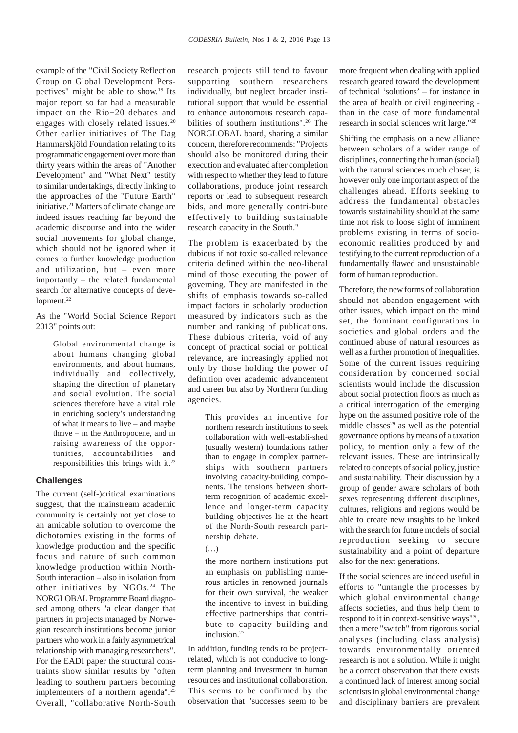example of the "Civil Society Reflection Group on Global Development Perspectives" might be able to show.[19] Its major report so far had a measurable impact on the Rio+20 debates and engages with closely related issues.[20] Other earlier initiatives of The Dag Hammarskjöld Foundation relating to its programmatic engagement over more than thirty years within the areas of "Another Development" and "What Next" testify to similar undertakings, directly linking to the approaches of the "Future Earth" initiative.[21] Matters of climate change are indeed issues reaching far beyond the academic discourse and into the wider social movements for global change, which should not be ignored when it comes to further knowledge production and utilization, but – even more importantly – the related fundamental search for alternative concepts of development.[22]

As the "World Social Science Report 2013" points out:

> Global environmental change is about humans changing global environments, and about humans, individually and collectively, shaping the direction of planetary and social evolution. The social sciences therefore have a vital role in enriching society's understanding of what it means to live – and maybe thrive – in the Anthropocene, and in raising awareness of the opportunities, accountabilities and responsibilities this brings with it.[23]

### Challenges

The current (self-)critical examinations suggest, that the mainstream academic community is certainly not yet close to an amicable solution to overcome the dichotomies existing in the forms of knowledge production and the specific focus and nature of such common knowledge production within North-South interaction – also in isolation from other initiatives by NGOs.[24] The NORGLOBAL Programme Board diagnosed among others "a clear danger that partners in projects managed by Norwegian research institutions become junior partners who work in a fairly asymmetrical relationship with managing researchers". For the EADI paper the structural constraints show similar results by "often leading to southern partners becoming implementers of a northern agenda".[25] Overall, "collaborative North-South research projects still tend to favour supporting southern researchers individually, but neglect broader institutional support that would be essential to enhance autonomous research capabilities of southern institutions".[26] The NORGLOBAL board, sharing a similar concern, therefore recommends: "Projects should also be monitored during their execution and evaluated after completion with respect to whether they lead to future collaborations, produce joint research reports or lead to subsequent research bids, and more generally contri-bute effectively to building sustainable research capacity in the South."

The problem is exacerbated by the dubious if not toxic so-called relevance criteria defined within the neo-liberal mind of those executing the power of governing. They are manifested in the shifts of emphasis towards so-called impact factors in scholarly production measured by indicators such as the number and ranking of publications. These dubious criteria, void of any concept of practical social or political relevance, are increasingly applied not only by those holding the power of definition over academic advancement and career but also by Northern funding agencies.

> This provides an incentive for northern research institutions to seek collaboration with well-establi-shed (usually western) foundations rather than to engage in complex partnerships with southern partners involving capacity-building components. The tensions between short-term recognition of academic excellence and longer-term capacity building objectives lie at the heart of the North-South research partnership debate.
>
> (…)
>
> the more northern institutions put an emphasis on publishing numerous articles in renowned journals for their own survival, the weaker the incentive to invest in building effective partnerships that contribute to capacity building and inclusion.[27]

In addition, funding tends to be project-related, which is not conducive to long-term planning and investment in human resources and institutional collaboration. This seems to be confirmed by the observation that "successes seem to be more frequent when dealing with applied research geared toward the development of technical 'solutions' – for instance in the area of health or civil engineering - than in the case of more fundamental research in social sciences writ large."[28]

Shifting the emphasis on a new alliance between scholars of a wider range of disciplines, connecting the human (social) with the natural sciences much closer, is however only one important aspect of the challenges ahead. Efforts seeking to address the fundamental obstacles towards sustainability should at the same time not risk to loose sight of imminent problems existing in terms of socio-economic realities produced by and testifying to the current reproduction of a fundamentally flawed and unsustainable form of human reproduction.

Therefore, the new forms of collaboration should not abandon engagement with other issues, which impact on the mind set, the dominant configurations in societies and global orders and the continued abuse of natural resources as well as a further promotion of inequalities. Some of the current issues requiring consideration by concerned social scientists would include the discussion about social protection floors as much as a critical interrogation of the emerging hype on the assumed positive role of the middle classes[29] as well as the potential governance options by means of a taxation policy, to mention only a few of the relevant issues. These are intrinsically related to concepts of social policy, justice and sustainability. Their discussion by a group of gender aware scholars of both sexes representing different disciplines, cultures, religions and regions would be able to create new insights to be linked with the search for future models of social reproduction seeking to secure sustainability and a point of departure also for the next generations.

If the social sciences are indeed useful in efforts to "untangle the processes by which global environmental change affects societies, and thus help them to respond to it in context-sensitive ways"[30], then a mere "switch" from rigorous social analyses (including class analysis) towards environmentally oriented research is not a solution. While it might be a correct observation that there exists a continued lack of interest among social scientists in global environmental change and disciplinary barriers are prevalent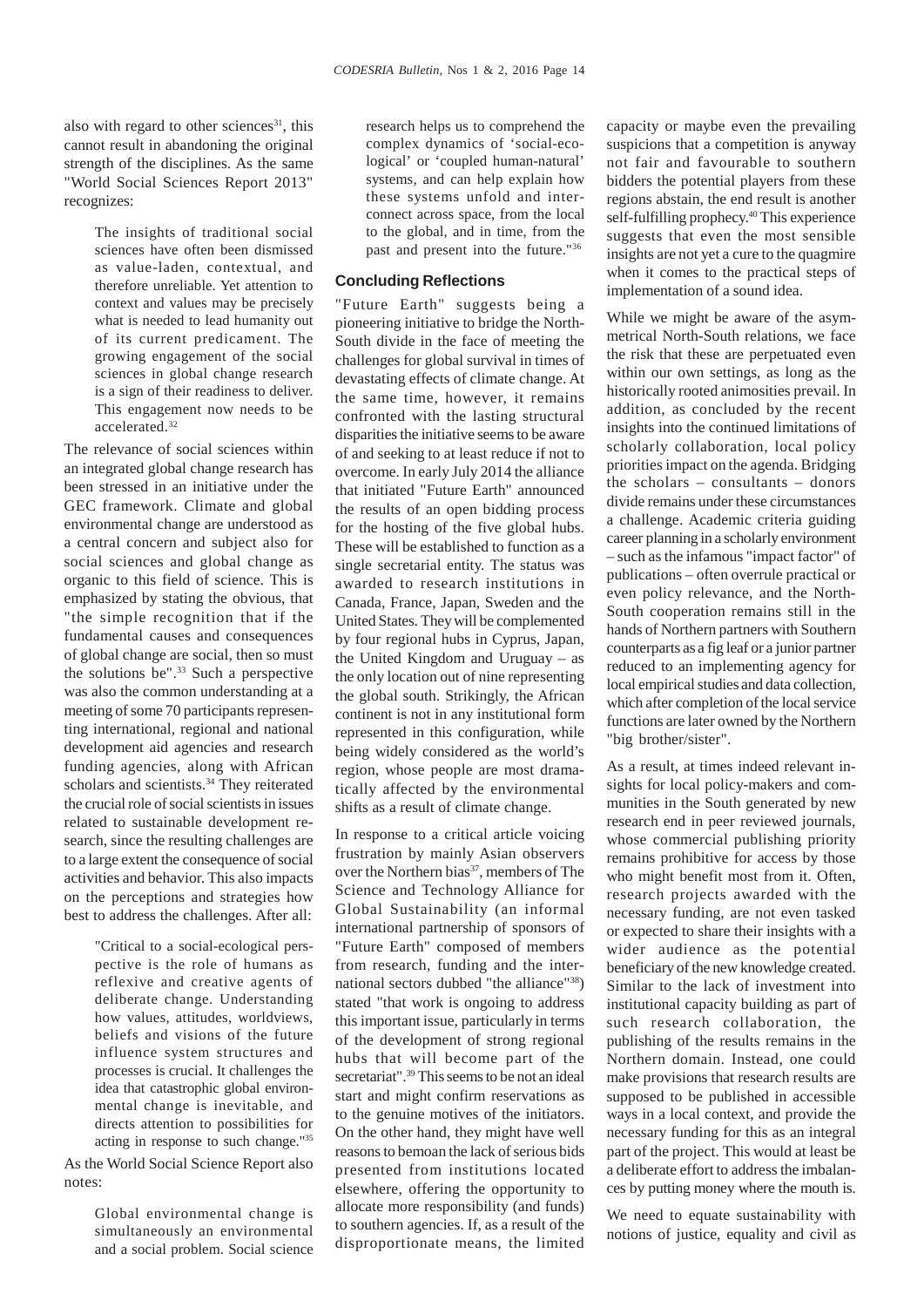also with regard to other sciences[31], this cannot result in abandoning the original strength of the disciplines. As the same "World Social Sciences Report 2013" recognizes:

> The insights of traditional social sciences have often been dismissed as value-laden, contextual, and therefore unreliable. Yet attention to context and values may be precisely what is needed to lead humanity out of its current predicament. The growing engagement of the social sciences in global change research is a sign of their readiness to deliver. This engagement now needs to be accelerated.[32]

The relevance of social sciences within an integrated global change research has been stressed in an initiative under the GEC framework. Climate and global environmental change are understood as a central concern and subject also for social sciences and global change as organic to this field of science. This is emphasized by stating the obvious, that "the simple recognition that if the fundamental causes and consequences of global change are social, then so must the solutions be".[33] Such a perspective was also the common understanding at a meeting of some 70 participants representing international, regional and national development aid agencies and research funding agencies, along with African scholars and scientists.[34] They reiterated the crucial role of social scientists in issues related to sustainable development research, since the resulting challenges are to a large extent the consequence of social activities and behavior. This also impacts on the perceptions and strategies how best to address the challenges. After all:

> "Critical to a social-ecological perspective is the role of humans as reflexive and creative agents of deliberate change. Understanding how values, attitudes, worldviews, beliefs and visions of the future influence system structures and processes is crucial. It challenges the idea that catastrophic global environmental change is inevitable, and directs attention to possibilities for acting in response to such change."[35]

As the World Social Science Report also notes:

> Global environmental change is simultaneously an environmental and a social problem. Social science research helps us to comprehend the complex dynamics of 'social-ecological' or 'coupled human-natural' systems, and can help explain how these systems unfold and interconnect across space, from the local to the global, and in time, from the past and present into the future."[36]

## Concluding Reflections

"Future Earth" suggests being a pioneering initiative to bridge the North-South divide in the face of meeting the challenges for global survival in times of devastating effects of climate change. At the same time, however, it remains confronted with the lasting structural disparities the initiative seems to be aware of and seeking to at least reduce if not to overcome. In early July 2014 the alliance that initiated "Future Earth" announced the results of an open bidding process for the hosting of the five global hubs. These will be established to function as a single secretarial entity. The status was awarded to research institutions in Canada, France, Japan, Sweden and the United States. They will be complemented by four regional hubs in Cyprus, Japan, the United Kingdom and Uruguay – as the only location out of nine representing the global south. Strikingly, the African continent is not in any institutional form represented in this configuration, while being widely considered as the world's region, whose people are most dramatically affected by the environmental shifts as a result of climate change.

In response to a critical article voicing frustration by mainly Asian observers over the Northern bias[37], members of The Science and Technology Alliance for Global Sustainability (an informal international partnership of sponsors of "Future Earth" composed of members from research, funding and the international sectors dubbed "the alliance"[38]) stated "that work is ongoing to address this important issue, particularly in terms of the development of strong regional hubs that will become part of the secretariat".[39] This seems to be not an ideal start and might confirm reservations as to the genuine motives of the initiators. On the other hand, they might have well reasons to bemoan the lack of serious bids presented from institutions located elsewhere, offering the opportunity to allocate more responsibility (and funds) to southern agencies. If, as a result of the disproportionate means, the limited capacity or maybe even the prevailing suspicions that a competition is anyway not fair and favourable to southern bidders the potential players from these regions abstain, the end result is another self-fulfilling prophecy.[40] This experience suggests that even the most sensible insights are not yet a cure to the quagmire when it comes to the practical steps of implementation of a sound idea.

While we might be aware of the asymmetrical North-South relations, we face the risk that these are perpetuated even within our own settings, as long as the historically rooted animosities prevail. In addition, as concluded by the recent insights into the continued limitations of scholarly collaboration, local policy priorities impact on the agenda. Bridging the scholars – consultants – donors divide remains under these circumstances a challenge. Academic criteria guiding career planning in a scholarly environment – such as the infamous "impact factor" of publications – often overrule practical or even policy relevance, and the North-South cooperation remains still in the hands of Northern partners with Southern counterparts as a fig leaf or a junior partner reduced to an implementing agency for local empirical studies and data collection, which after completion of the local service functions are later owned by the Northern "big brother/sister".

As a result, at times indeed relevant insights for local policy-makers and communities in the South generated by new research end in peer reviewed journals, whose commercial publishing priority remains prohibitive for access by those who might benefit most from it. Often, research projects awarded with the necessary funding, are not even tasked or expected to share their insights with a wider audience as the potential beneficiary of the new knowledge created. Similar to the lack of investment into institutional capacity building as part of such research collaboration, the publishing of the results remains in the Northern domain. Instead, one could make provisions that research results are supposed to be published in accessible ways in a local context, and provide the necessary funding for this as an integral part of the project. This would at least be a deliberate effort to address the imbalances by putting money where the mouth is.

We need to equate sustainability with notions of justice, equality and civil as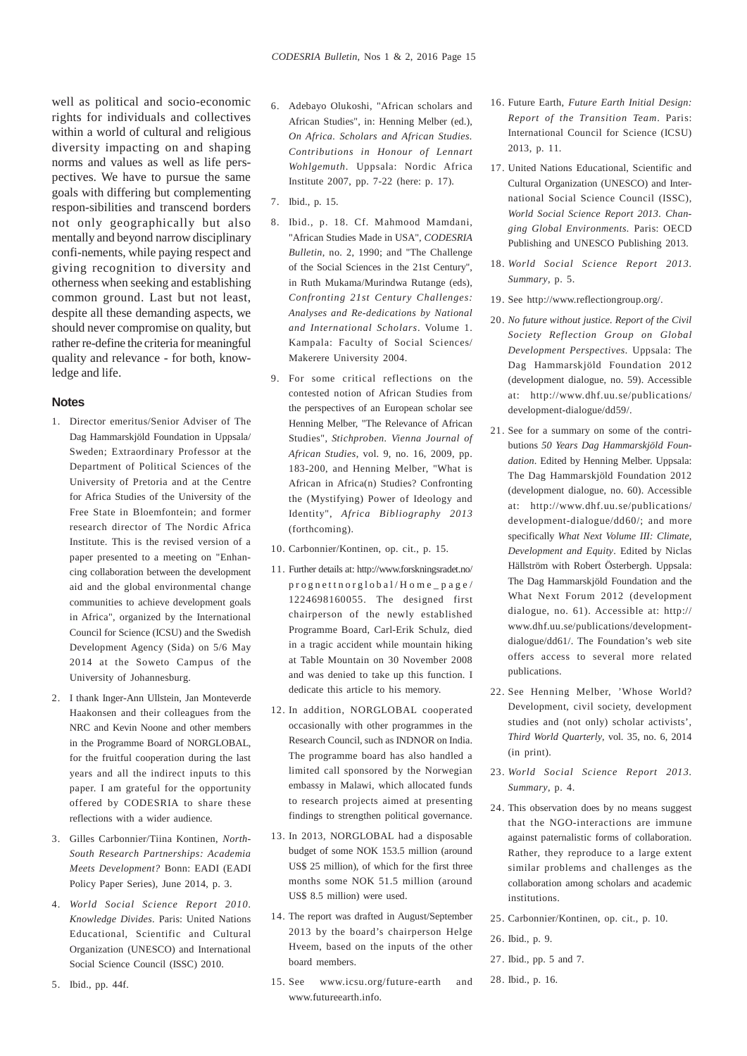well as political and socio-economic rights for individuals and collectives within a world of cultural and religious diversity impacting on and shaping norms and values as well as life perspectives. We have to pursue the same goals with differing but complementing respon-sibilities and transcend borders not only geographically but also mentally and beyond narrow disciplinary confi-nements, while paying respect and giving recognition to diversity and otherness when seeking and establishing common ground. Last but not least, despite all these demanding aspects, we should never compromise on quality, but rather re-define the criteria for meaningful quality and relevance - for both, knowledge and life.

## Notes

1. Director emeritus/Senior Adviser of The Dag Hammarskjöld Foundation in Uppsala/ Sweden; Extraordinary Professor at the Department of Political Sciences of the University of Pretoria and at the Centre for Africa Studies of the University of the Free State in Bloemfontein; and former research director of The Nordic Africa Institute. This is the revised version of a paper presented to a meeting on "Enhancing collaboration between the development aid and the global environmental change communities to achieve development goals in Africa", organized by the International Council for Science (ICSU) and the Swedish Development Agency (Sida) on 5/6 May 2014 at the Soweto Campus of the University of Johannesburg.
2. I thank Inger-Ann Ullstein, Jan Monteverde Haakonsen and their colleagues from the NRC and Kevin Noone and other members in the Programme Board of NORGLOBAL, for the fruitful cooperation during the last years and all the indirect inputs to this paper. I am grateful for the opportunity offered by CODESRIA to share these reflections with a wider audience.
3. Gilles Carbonnier/Tiina Kontinen, *North-South Research Partnerships: Academia Meets Development?* Bonn: EADI (EADI Policy Paper Series), June 2014, p. 3.
4. *World Social Science Report 2010. Knowledge Divides*. Paris: United Nations Educational, Scientific and Cultural Organization (UNESCO) and International Social Science Council (ISSC) 2010.
5. Ibid., pp. 44f.
6. Adebayo Olukoshi, "African scholars and African Studies", in: Henning Melber (ed.), *On Africa. Scholars and African Studies. Contributions in Honour of Lennart Wohlgemuth*. Uppsala: Nordic Africa Institute 2007, pp. 7-22 (here: p. 17).
7. Ibid., p. 15.
8. Ibid., p. 18. Cf. Mahmood Mamdani, "African Studies Made in USA", *CODESRIA Bulletin*, no. 2, 1990; and "The Challenge of the Social Sciences in the 21st Century", in Ruth Mukama/Murindwa Rutange (eds), *Confronting 21st Century Challenges: Analyses and Re-dedications by National and International Scholars*. Volume 1. Kampala: Faculty of Social Sciences/ Makerere University 2004.
9. For some critical reflections on the contested notion of African Studies from the perspectives of an European scholar see Henning Melber, "The Relevance of African Studies", *Stichproben. Vienna Journal of African Studies*, vol. 9, no. 16, 2009, pp. 183-200, and Henning Melber, "What is African in Africa(n) Studies? Confronting the (Mystifying) Power of Ideology and Identity", *Africa Bibliography 2013* (forthcoming).
10. Carbonnier/Kontinen, op. cit., p. 15.
11. Further details at: http://www.forskningsradet.no/prognettnorglobal/Home_page/1224698160055. The designed first chairperson of the newly established Programme Board, Carl-Erik Schulz, died in a tragic accident while mountain hiking at Table Mountain on 30 November 2008 and was denied to take up this function. I dedicate this article to his memory.
12. In addition, NORGLOBAL cooperated occasionally with other programmes in the Research Council, such as INDNOR on India. The programme board has also handled a limited call sponsored by the Norwegian embassy in Malawi, which allocated funds to research projects aimed at presenting findings to strengthen political governance.
13. In 2013, NORGLOBAL had a disposable budget of some NOK 153.5 million (around US$ 25 million), of which for the first three months some NOK 51.5 million (around US$ 8.5 million) were used.
14. The report was drafted in August/September 2013 by the board's chairperson Helge Hveem, based on the inputs of the other board members.
15. See www.icsu.org/future-earth and www.futureearth.info.
16. Future Earth, *Future Earth Initial Design: Report of the Transition Team*. Paris: International Council for Science (ICSU) 2013, p. 11.
17. United Nations Educational, Scientific and Cultural Organization (UNESCO) and International Social Science Council (ISSC), *World Social Science Report 2013. Changing Global Environments.* Paris: OECD Publishing and UNESCO Publishing 2013.
18. *World Social Science Report 2013. Summary*, p. 5.
19. See http://www.reflectiongroup.org/.
20. *No future without justice. Report of the Civil Society Reflection Group on Global Development Perspectives*. Uppsala: The Dag Hammarskjöld Foundation 2012 (development dialogue, no. 59). Accessible at: http://www.dhf.uu.se/publications/ development-dialogue/dd59/.
21. See for a summary on some of the contributions *50 Years Dag Hammarskjöld Foundation*. Edited by Henning Melber. Uppsala: The Dag Hammarskjöld Foundation 2012 (development dialogue, no. 60). Accessible at: http://www.dhf.uu.se/publications/ development-dialogue/dd60/; and more specifically *What Next Volume III: Climate, Development and Equity*. Edited by Niclas Hällström with Robert Österbergh. Uppsala: The Dag Hammarskjöld Foundation and the What Next Forum 2012 (development dialogue, no. 61). Accessible at: http:// www.dhf.uu.se/publications/development-dialogue/dd61/. The Foundation's web site offers access to several more related publications.
22. See Henning Melber, 'Whose World? Development, civil society, development studies and (not only) scholar activists', *Third World Quarterly*, vol. 35, no. 6, 2014 (in print).
23. *World Social Science Report 2013. Summary*, p. 4.
24. This observation does by no means suggest that the NGO-interactions are immune against paternalistic forms of collaboration. Rather, they reproduce to a large extent similar problems and challenges as the collaboration among scholars and academic institutions.
25. Carbonnier/Kontinen, op. cit., p. 10.
26. Ibid., p. 9.
27. Ibid., pp. 5 and 7.
28. Ibid., p. 16.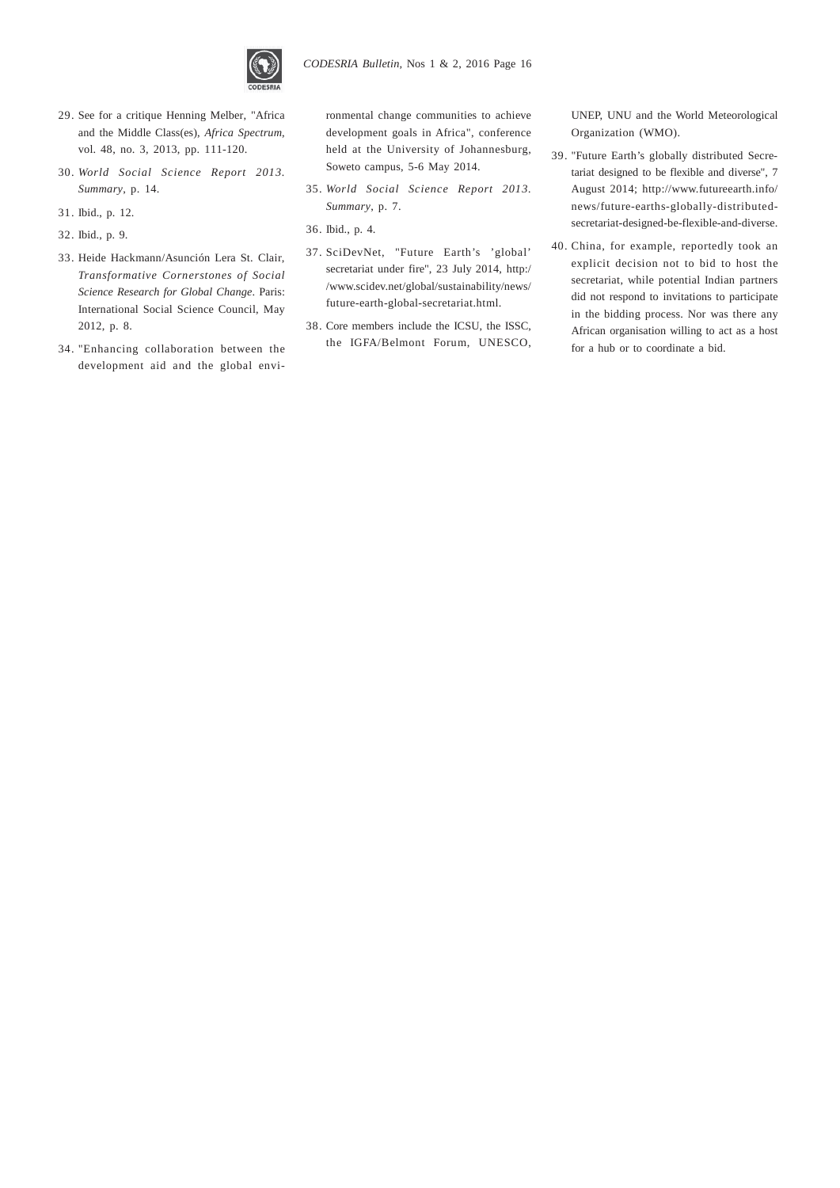29. See for a critique Henning Melber, "Africa and the Middle Class(es), *Africa Spectrum*, vol. 48, no. 3, 2013, pp. 111-120.

30. *World Social Science Report 2013. Summary*, p. 14.

31. Ibid., p. 12.

32. Ibid., p. 9.

33. Heide Hackmann/Asunción Lera St. Clair, *Transformative Cornerstones of Social Science Research for Global Change*. Paris: International Social Science Council, May 2012, p. 8.

34. "Enhancing collaboration between the development aid and the global environmental change communities to achieve development goals in Africa", conference held at the University of Johannesburg, Soweto campus, 5-6 May 2014.

35. *World Social Science Report 2013. Summary*, p. 7.

36. Ibid., p. 4.

37. SciDevNet, "Future Earth's 'global' secretariat under fire", 23 July 2014, http://www.scidev.net/global/sustainability/news/future-earth-global-secretariat.html.

38. Core members include the ICSU, the ISSC, the IGFA/Belmont Forum, UNESCO, UNEP, UNU and the World Meteorological Organization (WMO).

39. "Future Earth's globally distributed Secretariat designed to be flexible and diverse", 7 August 2014; http://www.futureearth.info/news/future-earths-globally-distributed-secretariat-designed-be-flexible-and-diverse.

40. China, for example, reportedly took an explicit decision not to bid to host the secretariat, while potential Indian partners did not respond to invitations to participate in the bidding process. Nor was there any African organisation willing to act as a host for a hub or to coordinate a bid.